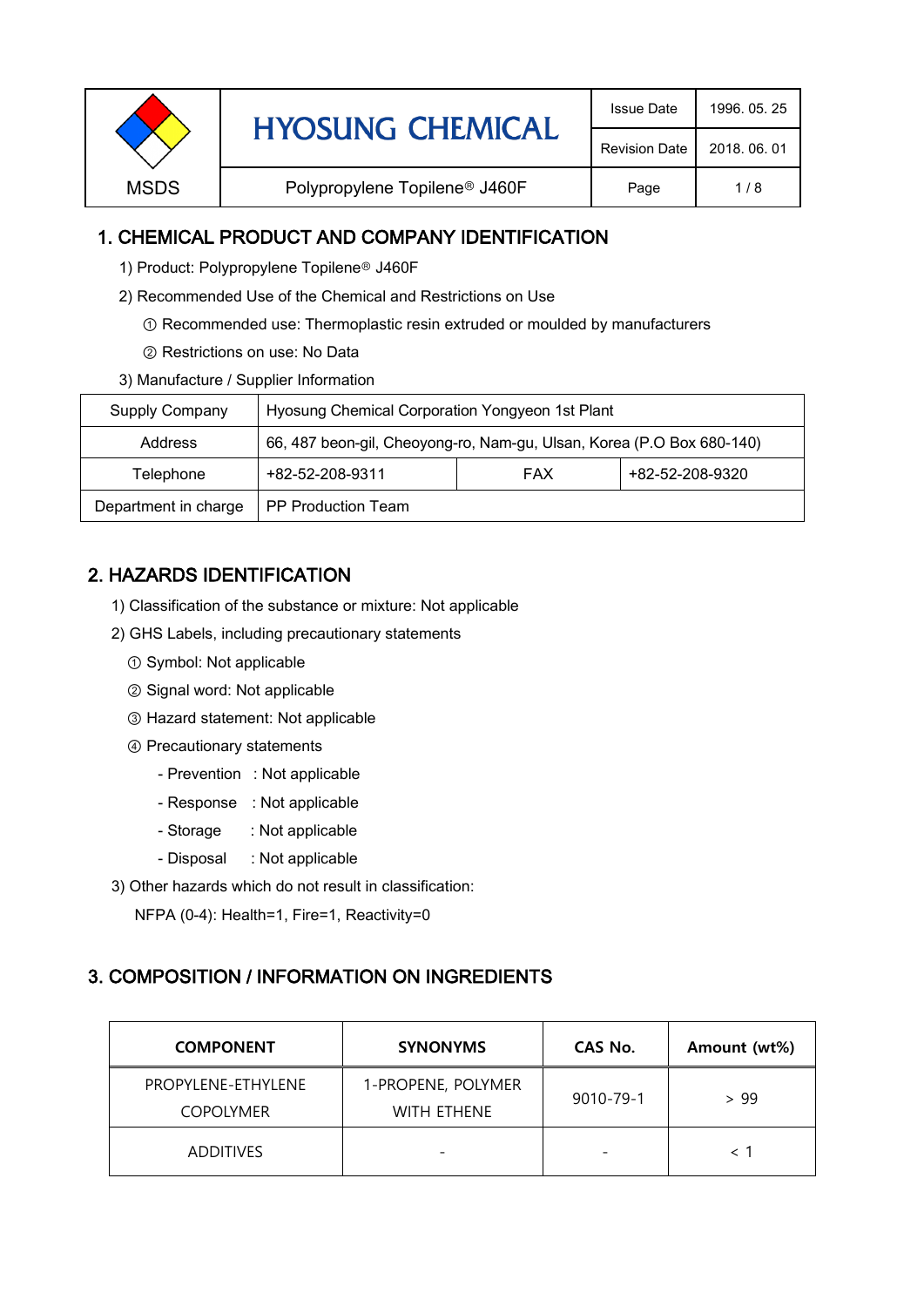| MSDS | HYOSUNG CHEMICAL | Issue Date | 1996. 05. 25 |
| --- | --- | --- | --- |
| | | Revision Date | 2018. 06. 01 |
| | Polypropylene Topilene® J460F | | |

## 1. CHEMICAL PRODUCT AND COMPANY IDENTIFICATION

1) Product: Polypropylene Topilene® J460F

2) Recommended Use of the Chemical and Restrictions on Use

① Recommended use: Thermoplastic resin extruded or moulded by manufacturers

② Restrictions on use: No Data

3) Manufacture / Supplier Information

| Supply Company | Hyosung Chemical Corporation Yongyeon 1st Plant | | |
| --- | --- | --- | --- |
| Address | 66, 487 beon-gil, Cheoyong-ro, Nam-gu, Ulsan, Korea (P.O Box 680-140) | | |
| Telephone | +82-52-208-9311 | FAX | +82-52-208-9320 |
| Department in charge | PP Production Team | | |

## 2. HAZARDS IDENTIFICATION

1) Classification of the substance or mixture: Not applicable

2) GHS Labels, including precautionary statements

① Symbol: Not applicable

② Signal word: Not applicable

③ Hazard statement: Not applicable

④ Precautionary statements

- Prevention : Not applicable
- Response : Not applicable
- Storage : Not applicable
- Disposal : Not applicable

3) Other hazards which do not result in classification:

NFPA (0-4): Health=1, Fire=1, Reactivity=0

## 3. COMPOSITION / INFORMATION ON INGREDIENTS

| COMPONENT | SYNONYMS | CAS No. | Amount (wt%) |
| --- | --- | --- | --- |
| PROPYLENE-ETHYLENE COPOLYMER | 1-PROPENE, POLYMER WITH ETHENE | 9010-79-1 | > 99 |
| ADDITIVES | - | - | < 1 |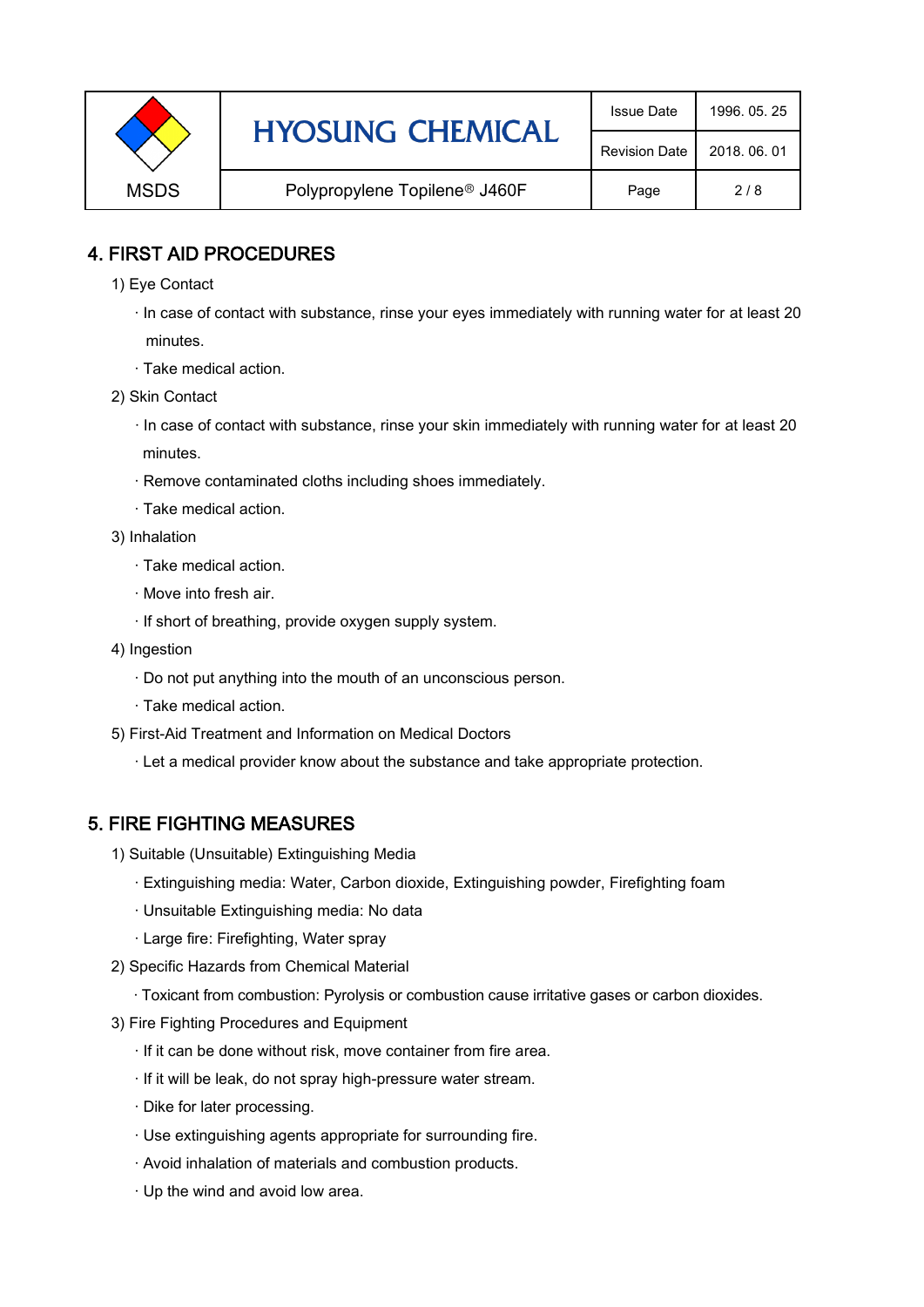## 4. FIRST AID PROCEDURES

1) Eye Contact

· In case of contact with substance, rinse your eyes immediately with running water for at least 20 minutes.

· Take medical action.

2) Skin Contact

· In case of contact with substance, rinse your skin immediately with running water for at least 20 minutes.

· Remove contaminated cloths including shoes immediately.

· Take medical action.

3) Inhalation

· Take medical action.

· Move into fresh air.

· If short of breathing, provide oxygen supply system.

4) Ingestion

· Do not put anything into the mouth of an unconscious person.

· Take medical action.

5) First-Aid Treatment and Information on Medical Doctors

· Let a medical provider know about the substance and take appropriate protection.

## 5. FIRE FIGHTING MEASURES

1) Suitable (Unsuitable) Extinguishing Media

· Extinguishing media: Water, Carbon dioxide, Extinguishing powder, Firefighting foam

· Unsuitable Extinguishing media: No data

· Large fire: Firefighting, Water spray

2) Specific Hazards from Chemical Material

· Toxicant from combustion: Pyrolysis or combustion cause irritative gases or carbon dioxides.

3) Fire Fighting Procedures and Equipment

· If it can be done without risk, move container from fire area.

· If it will be leak, do not spray high-pressure water stream.

· Dike for later processing.

· Use extinguishing agents appropriate for surrounding fire.

· Avoid inhalation of materials and combustion products.

· Up the wind and avoid low area.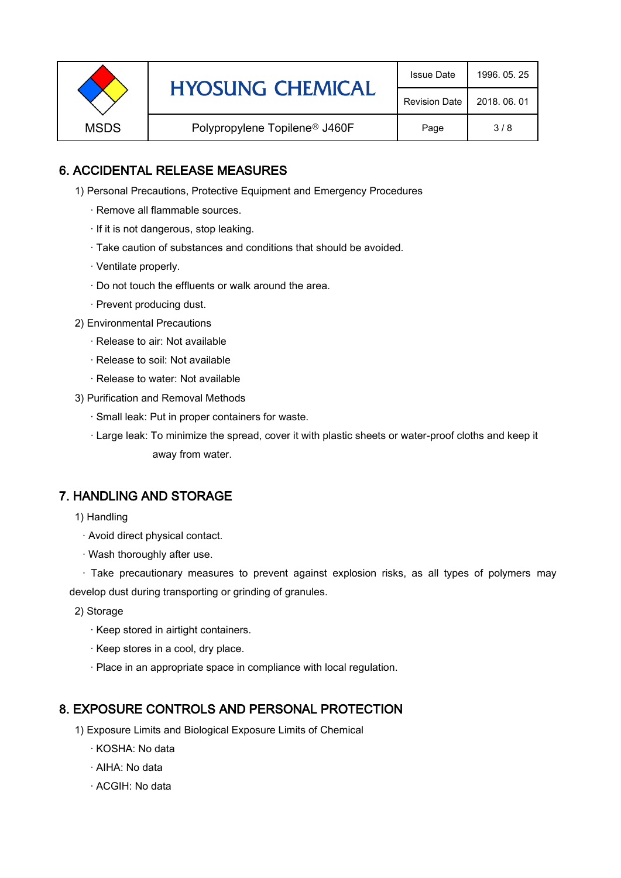## 6. ACCIDENTAL RELEASE MEASURES

1) Personal Precautions, Protective Equipment and Emergency Procedures

· Remove all flammable sources.

· If it is not dangerous, stop leaking.

· Take caution of substances and conditions that should be avoided.

· Ventilate properly.

· Do not touch the effluents or walk around the area.

· Prevent producing dust.

2) Environmental Precautions

· Release to air: Not available

· Release to soil: Not available

· Release to water: Not available

3) Purification and Removal Methods

· Small leak: Put in proper containers for waste.

· Large leak: To minimize the spread, cover it with plastic sheets or water-proof cloths and keep it away from water.

## 7. HANDLING AND STORAGE

1) Handling

· Avoid direct physical contact.

· Wash thoroughly after use.

· Take precautionary measures to prevent against explosion risks, as all types of polymers may develop dust during transporting or grinding of granules.

2) Storage

· Keep stored in airtight containers.

· Keep stores in a cool, dry place.

· Place in an appropriate space in compliance with local regulation.

## 8. EXPOSURE CONTROLS AND PERSONAL PROTECTION

1) Exposure Limits and Biological Exposure Limits of Chemical

· KOSHA: No data

· AIHA: No data

· ACGIH: No data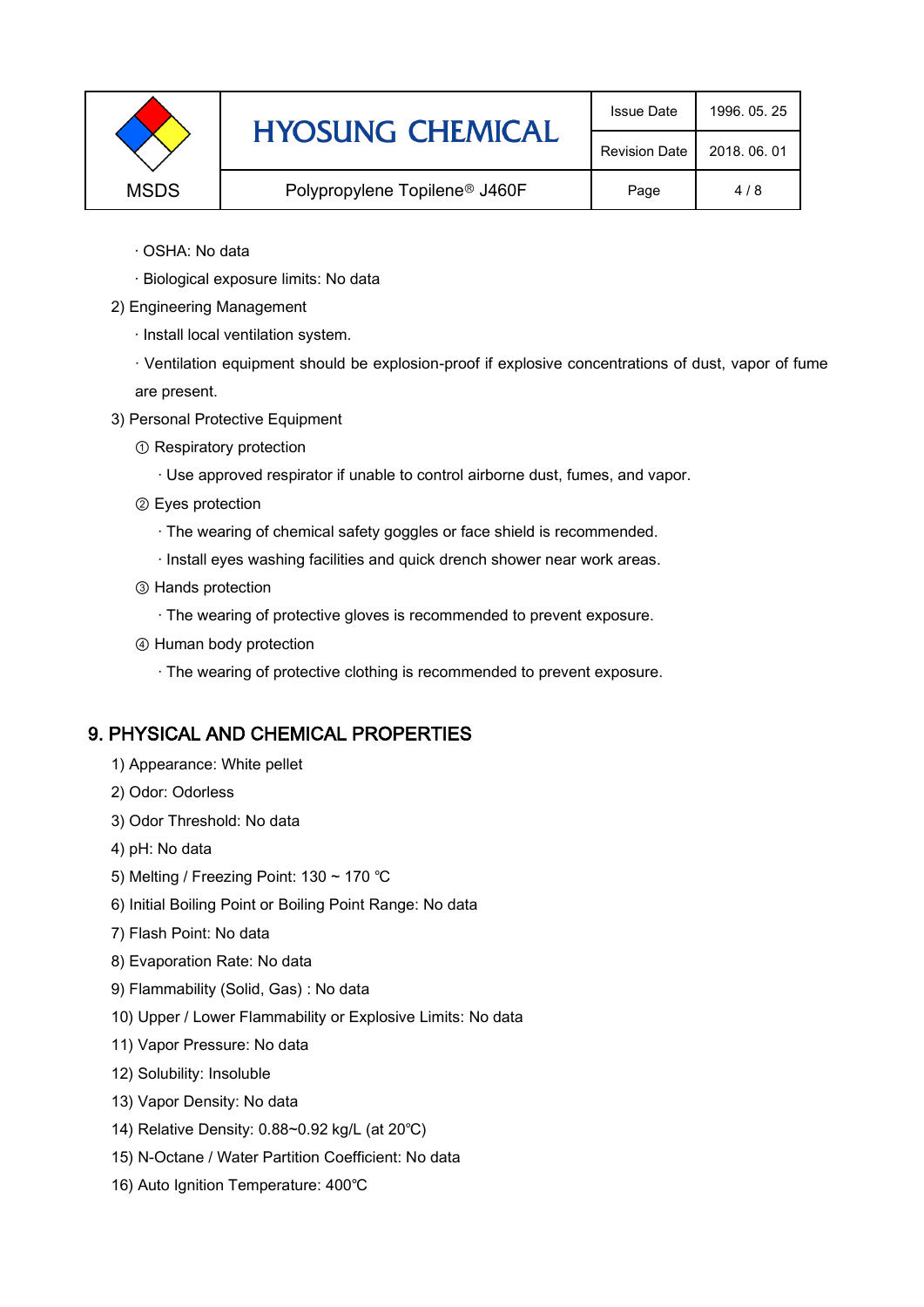· OSHA: No data

· Biological exposure limits: No data

2) Engineering Management

· Install local ventilation system.

· Ventilation equipment should be explosion-proof if explosive concentrations of dust, vapor of fume are present.

3) Personal Protective Equipment

① Respiratory protection

· Use approved respirator if unable to control airborne dust, fumes, and vapor.

② Eyes protection

· The wearing of chemical safety goggles or face shield is recommended.

· Install eyes washing facilities and quick drench shower near work areas.

③ Hands protection

· The wearing of protective gloves is recommended to prevent exposure.

④ Human body protection

· The wearing of protective clothing is recommended to prevent exposure.

## 9. PHYSICAL AND CHEMICAL PROPERTIES

1) Appearance: White pellet

2) Odor: Odorless

3) Odor Threshold: No data

4) pH: No data

5) Melting / Freezing Point: 130 ~ 170 ℃

6) Initial Boiling Point or Boiling Point Range: No data

7) Flash Point: No data

8) Evaporation Rate: No data

9) Flammability (Solid, Gas) : No data

10) Upper / Lower Flammability or Explosive Limits: No data

11) Vapor Pressure: No data

12) Solubility: Insoluble

13) Vapor Density: No data

14) Relative Density: 0.88~0.92 kg/L (at 20℃)

15) N-Octane / Water Partition Coefficient: No data

16) Auto Ignition Temperature: 400℃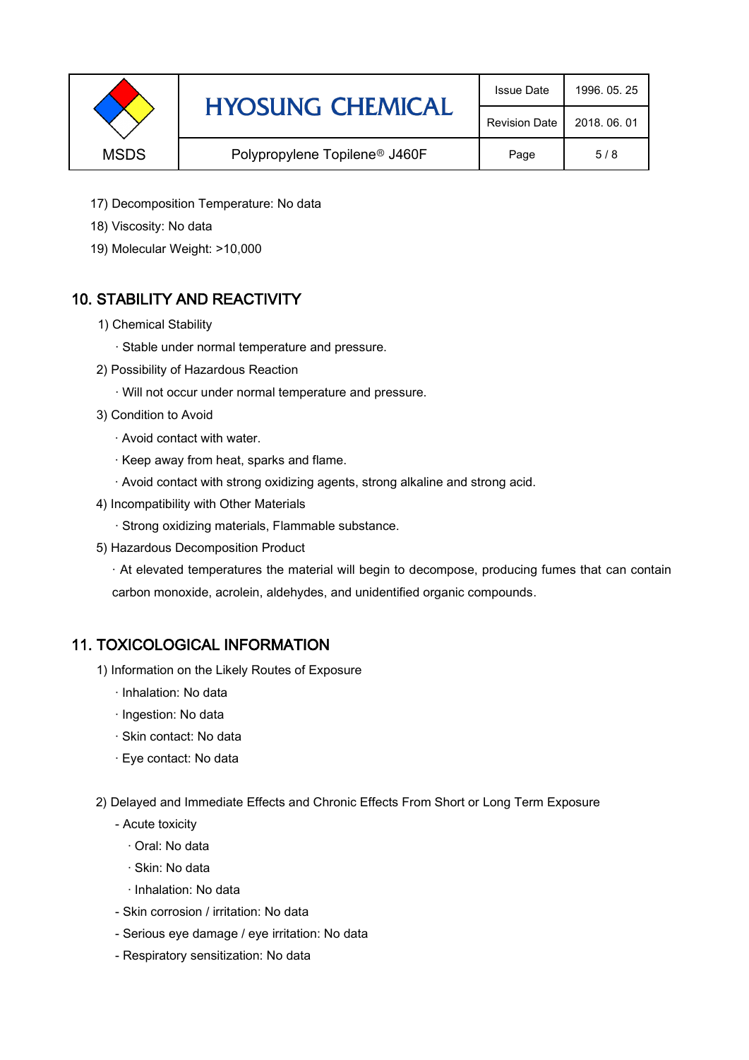17) Decomposition Temperature: No data

18) Viscosity: No data

19) Molecular Weight: >10,000

## 10. STABILITY AND REACTIVITY

1) Chemical Stability

· Stable under normal temperature and pressure.

2) Possibility of Hazardous Reaction

· Will not occur under normal temperature and pressure.

3) Condition to Avoid

· Avoid contact with water.

· Keep away from heat, sparks and flame.

· Avoid contact with strong oxidizing agents, strong alkaline and strong acid.

4) Incompatibility with Other Materials

· Strong oxidizing materials, Flammable substance.

5) Hazardous Decomposition Product

· At elevated temperatures the material will begin to decompose, producing fumes that can contain carbon monoxide, acrolein, aldehydes, and unidentified organic compounds.

## 11. TOXICOLOGICAL INFORMATION

1) Information on the Likely Routes of Exposure

· Inhalation: No data

· Ingestion: No data

· Skin contact: No data

· Eye contact: No data

2) Delayed and Immediate Effects and Chronic Effects From Short or Long Term Exposure

- Acute toxicity
  - · Oral: No data
  - · Skin: No data
  - · Inhalation: No data
- Skin corrosion / irritation: No data
- Serious eye damage / eye irritation: No data
- Respiratory sensitization: No data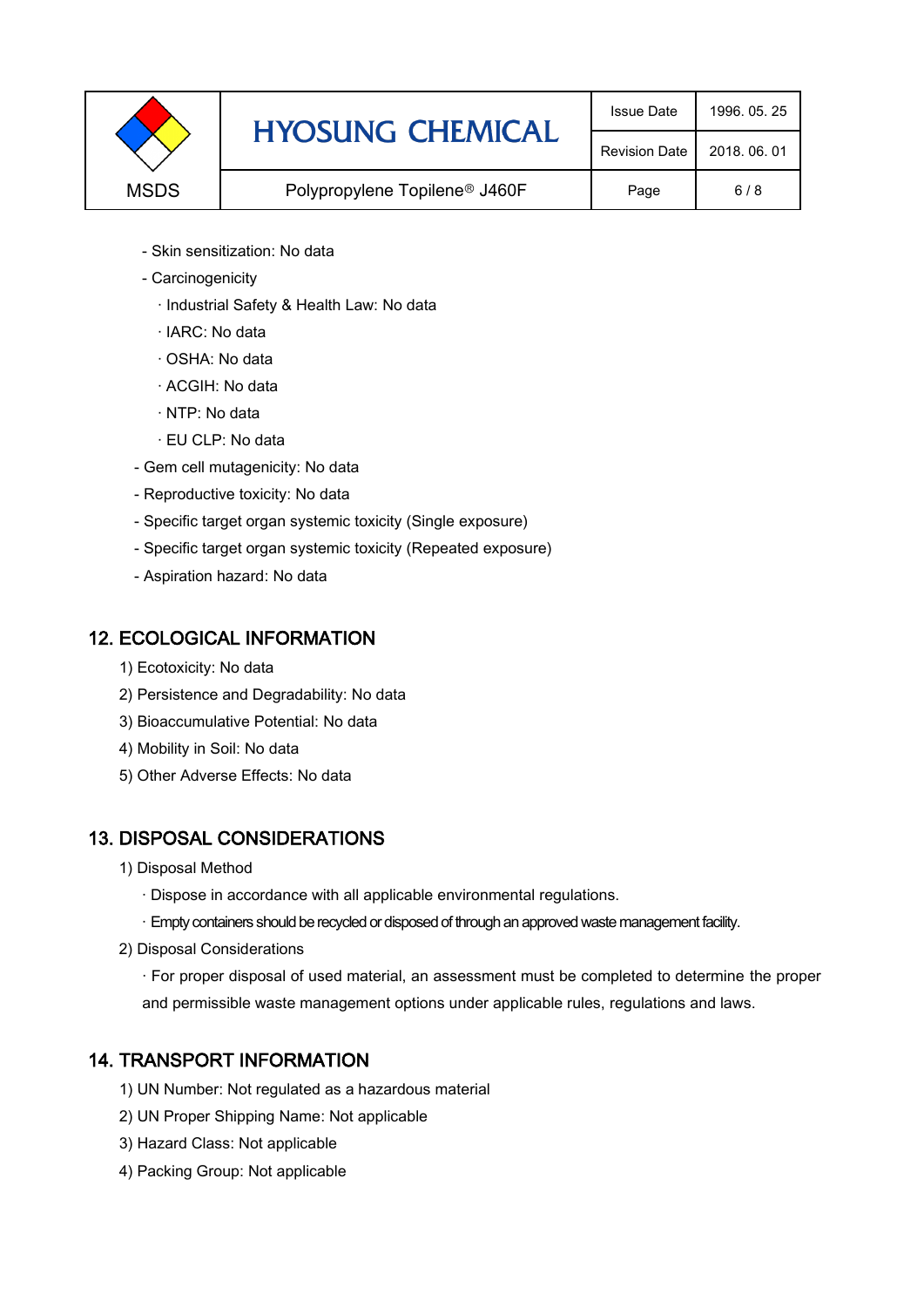- Skin sensitization: No data
- Carcinogenicity
  - · Industrial Safety & Health Law: No data
  - · IARC: No data
  - · OSHA: No data
  - · ACGIH: No data
  - · NTP: No data
  - · EU CLP: No data
- Gem cell mutagenicity: No data
- Reproductive toxicity: No data
- Specific target organ systemic toxicity (Single exposure)
- Specific target organ systemic toxicity (Repeated exposure)
- Aspiration hazard: No data

## 12. ECOLOGICAL INFORMATION

1) Ecotoxicity: No data
2) Persistence and Degradability: No data
3) Bioaccumulative Potential: No data
4) Mobility in Soil: No data
5) Other Adverse Effects: No data

## 13. DISPOSAL CONSIDERATIONS

1) Disposal Method
   - · Dispose in accordance with all applicable environmental regulations.
   - · Empty containers should be recycled or disposed of through an approved waste management facility.
2) Disposal Considerations
   - · For proper disposal of used material, an assessment must be completed to determine the proper and permissible waste management options under applicable rules, regulations and laws.

## 14. TRANSPORT INFORMATION

1) UN Number: Not regulated as a hazardous material
2) UN Proper Shipping Name: Not applicable
3) Hazard Class: Not applicable
4) Packing Group: Not applicable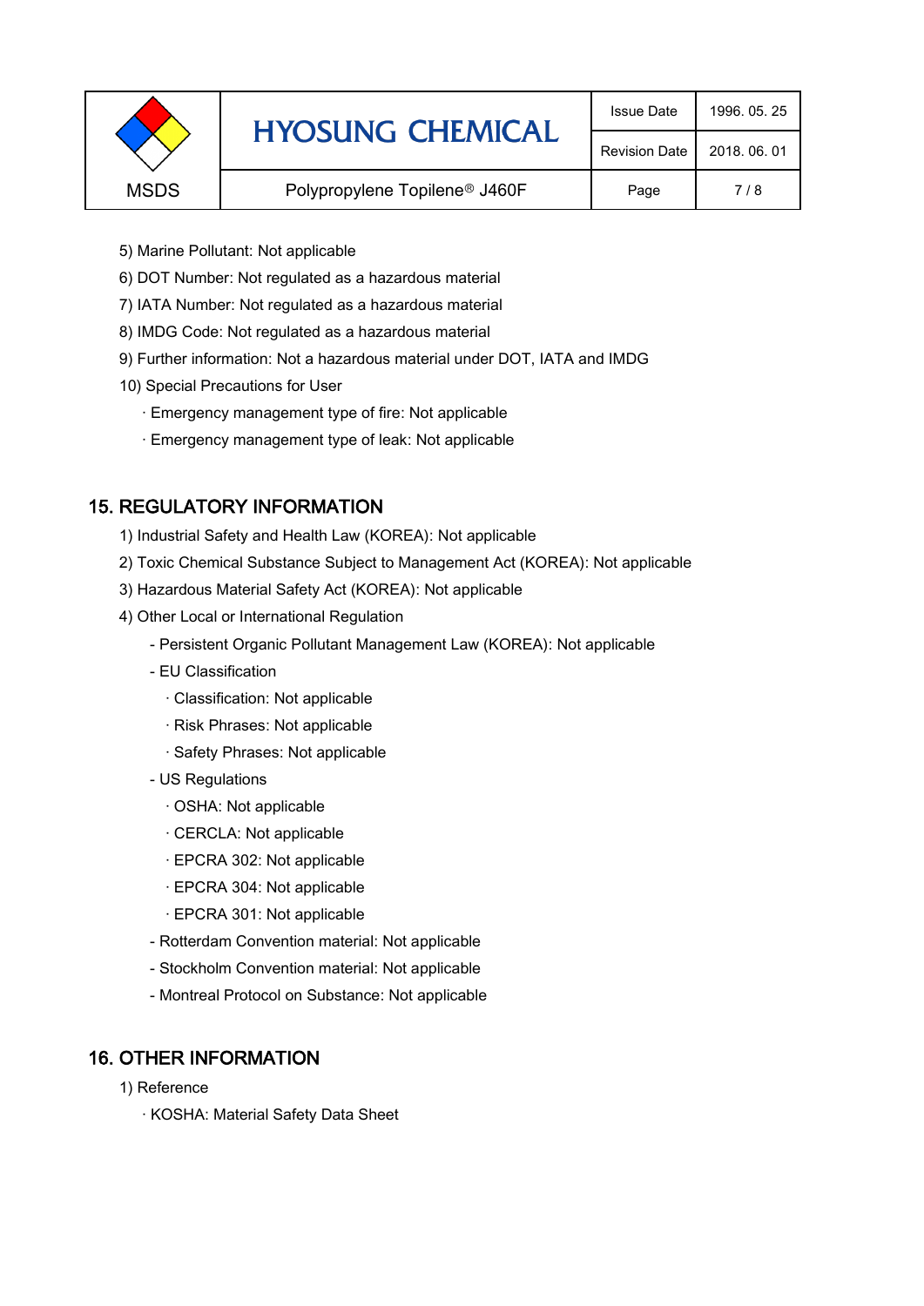5) Marine Pollutant: Not applicable

6) DOT Number: Not regulated as a hazardous material

7) IATA Number: Not regulated as a hazardous material

8) IMDG Code: Not regulated as a hazardous material

9) Further information: Not a hazardous material under DOT, IATA and IMDG

10) Special Precautions for User

- · Emergency management type of fire: Not applicable
- · Emergency management type of leak: Not applicable

## 15. REGULATORY INFORMATION

1) Industrial Safety and Health Law (KOREA): Not applicable

2) Toxic Chemical Substance Subject to Management Act (KOREA): Not applicable

3) Hazardous Material Safety Act (KOREA): Not applicable

4) Other Local or International Regulation

- Persistent Organic Pollutant Management Law (KOREA): Not applicable
- EU Classification
  - · Classification: Not applicable
  - · Risk Phrases: Not applicable
  - · Safety Phrases: Not applicable
- US Regulations
  - · OSHA: Not applicable
  - · CERCLA: Not applicable
  - · EPCRA 302: Not applicable
  - · EPCRA 304: Not applicable
  - · EPCRA 301: Not applicable
- Rotterdam Convention material: Not applicable
- Stockholm Convention material: Not applicable
- Montreal Protocol on Substance: Not applicable

## 16. OTHER INFORMATION

1) Reference

- · KOSHA: Material Safety Data Sheet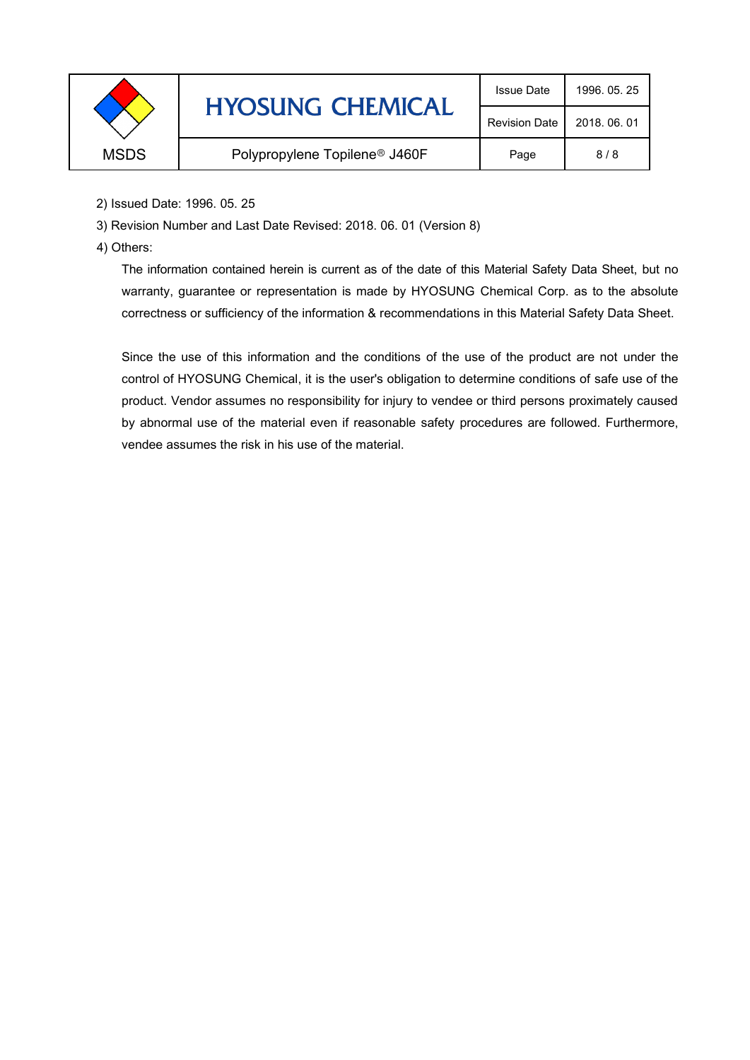2) Issued Date: 1996. 05. 25

3) Revision Number and Last Date Revised: 2018. 06. 01 (Version 8)

4) Others:

The information contained herein is current as of the date of this Material Safety Data Sheet, but no warranty, guarantee or representation is made by HYOSUNG Chemical Corp. as to the absolute correctness or sufficiency of the information & recommendations in this Material Safety Data Sheet.

Since the use of this information and the conditions of the use of the product are not under the control of HYOSUNG Chemical, it is the user's obligation to determine conditions of safe use of the product. Vendor assumes no responsibility for injury to vendee or third persons proximately caused by abnormal use of the material even if reasonable safety procedures are followed. Furthermore, vendee assumes the risk in his use of the material.